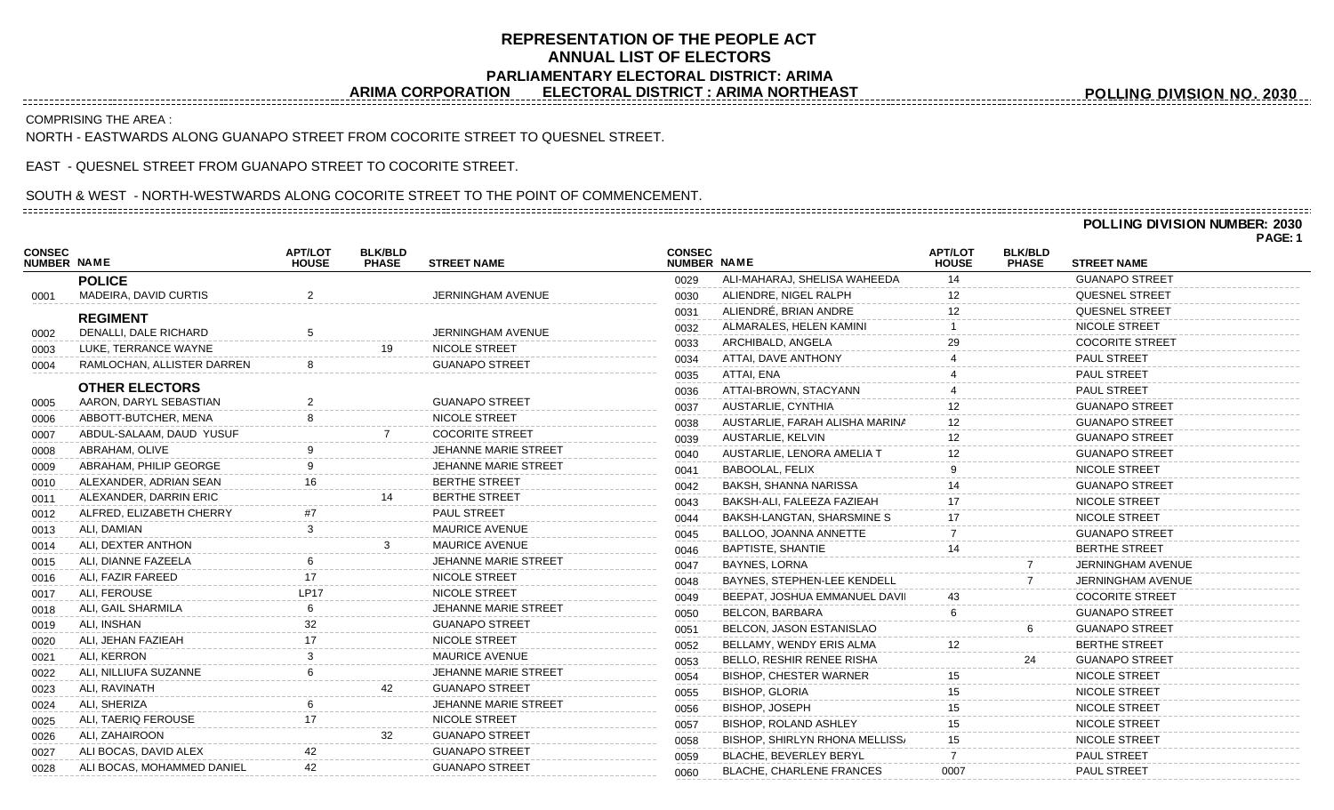# REPRESENTATION OF THE PEOPLE ACT
## ANNUAL LIST OF ELECTORS
### PARLIAMENTARY ELECTORAL DISTRICT: ARIMA
### ARIMA CORPORATION ELECTORAL DISTRICT : ARIMA NORTHEAST

**POLLING DIVISION NO. 2030**

COMPRISING THE AREA :

NORTH - EASTWARDS ALONG GUANAPO STREET FROM COCORITE STREET TO QUESNEL STREET.

EAST - QUESNEL STREET FROM GUANAPO STREET TO COCORITE STREET.

SOUTH & WEST - NORTH-WESTWARDS ALONG COCORITE STREET TO THE POINT OF COMMENCEMENT.

**POLLING DIVISION NUMBER: 2030**

**PAGE: 1**

| CONSEC NUMBER | NAME | APT/LOT HOUSE | BLK/BLD PHASE | STREET NAME |
|---|---|---|---|---|
| | **POLICE** | | | |
| 0001 | MADEIRA, DAVID CURTIS | 2 | | JERNINGHAM AVENUE |
| | **REGIMENT** | | | |
| 0002 | DENALLI, DALE RICHARD | 5 | | JERNINGHAM AVENUE |
| 0003 | LUKE, TERRANCE WAYNE | | 19 | NICOLE STREET |
| 0004 | RAMLOCHAN, ALLISTER DARREN | 8 | | GUANAPO STREET |
| | **OTHER ELECTORS** | | | |
| 0005 | AARON, DARYL SEBASTIAN | 2 | | GUANAPO STREET |
| 0006 | ABBOTT-BUTCHER, MENA | 8 | | NICOLE STREET |
| 0007 | ABDUL-SALAAM, DAUD YUSUF | | 7 | COCORITE STREET |
| 0008 | ABRAHAM, OLIVE | 9 | | JEHANNE MARIE STREET |
| 0009 | ABRAHAM, PHILIP GEORGE | 9 | | JEHANNE MARIE STREET |
| 0010 | ALEXANDER, ADRIAN SEAN | 16 | | BERTHE STREET |
| 0011 | ALEXANDER, DARRIN ERIC | | 14 | BERTHE STREET |
| 0012 | ALFRED, ELIZABETH CHERRY | #7 | | PAUL STREET |
| 0013 | ALI, DAMIAN | 3 | | MAURICE AVENUE |
| 0014 | ALI, DEXTER ANTHON | | 3 | MAURICE AVENUE |
| 0015 | ALI, DIANNE FAZEELA | 6 | | JEHANNE MARIE STREET |
| 0016 | ALI, FAZIR FAREED | 17 | | NICOLE STREET |
| 0017 | ALI, FEROUSE | LP17 | | NICOLE STREET |
| 0018 | ALI, GAIL SHARMILA | 6 | | JEHANNE MARIE STREET |
| 0019 | ALI, INSHAN | 32 | | GUANAPO STREET |
| 0020 | ALI, JEHAN FAZIEAH | 17 | | NICOLE STREET |
| 0021 | ALI, KERRON | 3 | | MAURICE AVENUE |
| 0022 | ALI, NILLIUFA SUZANNE | 6 | | JEHANNE MARIE STREET |
| 0023 | ALI, RAVINATH | | 42 | GUANAPO STREET |
| 0024 | ALI, SHERIZA | 6 | | JEHANNE MARIE STREET |
| 0025 | ALI, TAERIQ FEROUSE | 17 | | NICOLE STREET |
| 0026 | ALI, ZAHAIROON | | 32 | GUANAPO STREET |
| 0027 | ALI BOCAS, DAVID ALEX | 42 | | GUANAPO STREET |
| 0028 | ALI BOCAS, MOHAMMED DANIEL | 42 | | GUANAPO STREET |
| 0029 | ALI-MAHARAJ, SHELISA WAHEEDA | 14 | | GUANAPO STREET |
| 0030 | ALIENDRE, NIGEL RALPH | 12 | | QUESNEL STREET |
| 0031 | ALIENDRÉ, BRIAN ANDRE | 12 | | QUESNEL STREET |
| 0032 | ALMARALES, HELEN KAMINI | 1 | | NICOLE STREET |
| 0033 | ARCHIBALD, ANGELA | 29 | | COCORITE STREET |
| 0034 | ATTAI, DAVE ANTHONY | 4 | | PAUL STREET |
| 0035 | ATTAI, ENA | 4 | | PAUL STREET |
| 0036 | ATTAI-BROWN, STACYANN | 4 | | PAUL STREET |
| 0037 | AUSTARLIE, CYNTHIA | 12 | | GUANAPO STREET |
| 0038 | AUSTARLIE, FARAH ALISHA MARINA | 12 | | GUANAPO STREET |
| 0039 | AUSTARLIE, KELVIN | 12 | | GUANAPO STREET |
| 0040 | AUSTARLIE, LENORA AMELIA T | 12 | | GUANAPO STREET |
| 0041 | BABOOLAL, FELIX | 9 | | NICOLE STREET |
| 0042 | BAKSH, SHANNA NARISSA | 14 | | GUANAPO STREET |
| 0043 | BAKSH-ALI, FALEEZA FAZIEAH | 17 | | NICOLE STREET |
| 0044 | BAKSH-LANGTAN, SHARSMINE S | 17 | | NICOLE STREET |
| 0045 | BALLOO, JOANNA ANNETTE | 7 | | GUANAPO STREET |
| 0046 | BAPTISTE, SHANTIE | 14 | | BERTHE STREET |
| 0047 | BAYNES, LORNA | | 7 | JERNINGHAM AVENUE |
| 0048 | BAYNES, STEPHEN-LEE KENDELL | | 7 | JERNINGHAM AVENUE |
| 0049 | BEEPAT, JOSHUA EMMANUEL DAVI | 43 | | COCORITE STREET |
| 0050 | BELCON, BARBARA | 6 | | GUANAPO STREET |
| 0051 | BELCON, JASON ESTANISLAO | | 6 | GUANAPO STREET |
| 0052 | BELLAMY, WENDY ERIS ALMA | 12 | | BERTHE STREET |
| 0053 | BELLO, RESHIR RENEE RISHA | | 24 | GUANAPO STREET |
| 0054 | BISHOP, CHESTER WARNER | 15 | | NICOLE STREET |
| 0055 | BISHOP, GLORIA | 15 | | NICOLE STREET |
| 0056 | BISHOP, JOSEPH | 15 | | NICOLE STREET |
| 0057 | BISHOP, ROLAND ASHLEY | 15 | | NICOLE STREET |
| 0058 | BISHOP, SHIRLYN RHONA MELLISSA | 15 | | NICOLE STREET |
| 0059 | BLACHE, BEVERLEY BERYL | 7 | | PAUL STREET |
| 0060 | BLACHE, CHARLENE FRANCES | 0007 | | PAUL STREET |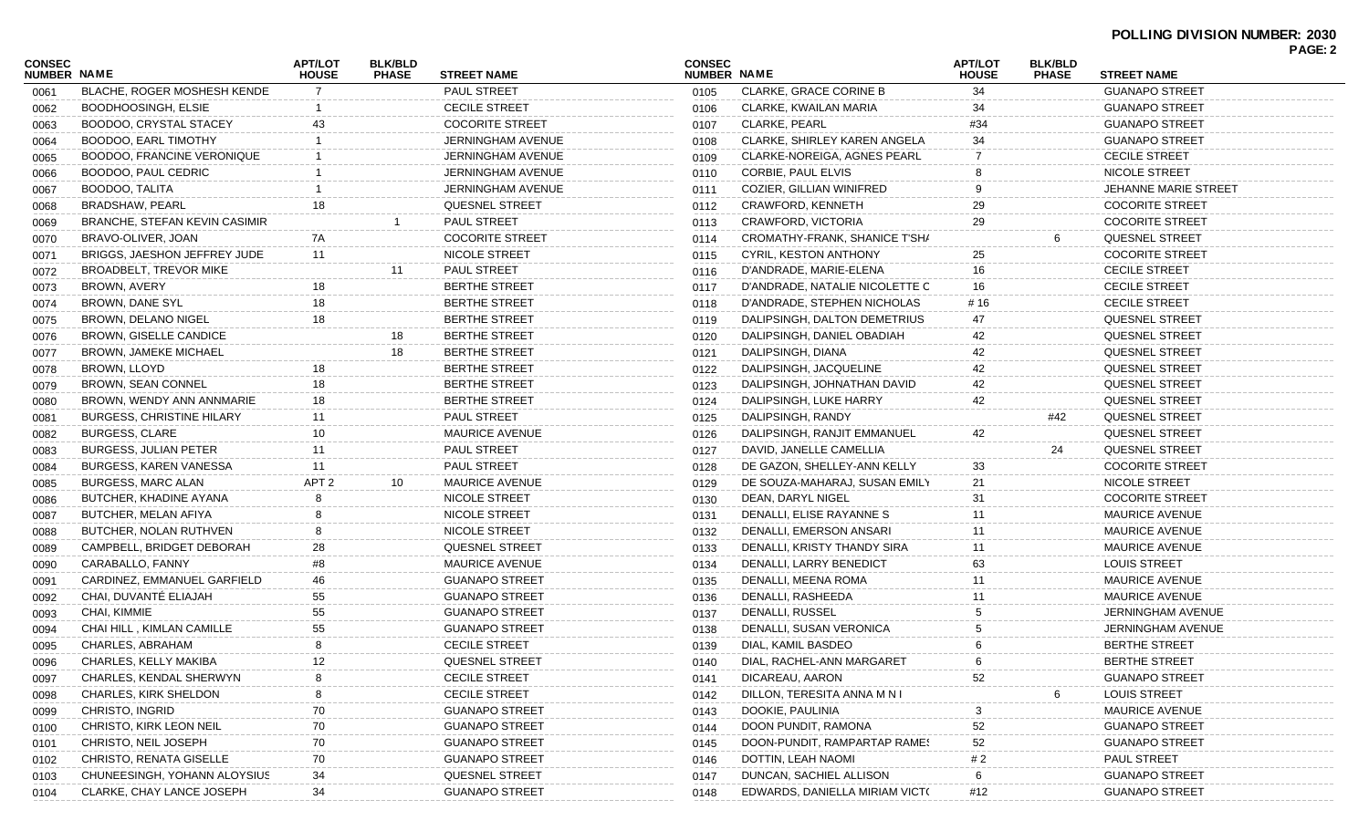**POLLING DIVISION NUMBER: 2030**

| CONSEC NUMBER | NAME | APT/LOT HOUSE | BLK/BLD PHASE | STREET NAME |
|---|---|---|---|---|
| 0061 | BLACHE, ROGER MOSHESH KENDE | 7 | | PAUL STREET |
| 0062 | BOODHOOSINGH, ELSIE | 1 | | CECILE STREET |
| 0063 | BOODOO, CRYSTAL STACEY | 43 | | COCORITE STREET |
| 0064 | BOODOO, EARL TIMOTHY | 1 | | JERNINGHAM AVENUE |
| 0065 | BOODOO, FRANCINE VERONIQUE | 1 | | JERNINGHAM AVENUE |
| 0066 | BOODOO, PAUL CEDRIC | 1 | | JERNINGHAM AVENUE |
| 0067 | BOODOO, TALITA | 1 | | JERNINGHAM AVENUE |
| 0068 | BRADSHAW, PEARL | 18 | | QUESNEL STREET |
| 0069 | BRANCHE, STEFAN KEVIN CASIMIR | | 1 | PAUL STREET |
| 0070 | BRAVO-OLIVER, JOAN | 7A | | COCORITE STREET |
| 0071 | BRIGGS, JAESHON JEFFREY JUDE | 11 | | NICOLE STREET |
| 0072 | BROADBELT, TREVOR MIKE | | 11 | PAUL STREET |
| 0073 | BROWN, AVERY | 18 | | BERTHE STREET |
| 0074 | BROWN, DANE SYL | 18 | | BERTHE STREET |
| 0075 | BROWN, DELANO NIGEL | 18 | | BERTHE STREET |
| 0076 | BROWN, GISELLE CANDICE | | 18 | BERTHE STREET |
| 0077 | BROWN, JAMEKE MICHAEL | | 18 | BERTHE STREET |
| 0078 | BROWN, LLOYD | 18 | | BERTHE STREET |
| 0079 | BROWN, SEAN CONNEL | 18 | | BERTHE STREET |
| 0080 | BROWN, WENDY ANN ANNMARIE | 18 | | BERTHE STREET |
| 0081 | BURGESS, CHRISTINE HILARY | 11 | | PAUL STREET |
| 0082 | BURGESS, CLARE | 10 | | MAURICE AVENUE |
| 0083 | BURGESS, JULIAN PETER | 11 | | PAUL STREET |
| 0084 | BURGESS, KAREN VANESSA | 11 | | PAUL STREET |
| 0085 | BURGESS, MARC ALAN | APT 2 | 10 | MAURICE AVENUE |
| 0086 | BUTCHER, KHADINE AYANA | 8 | | NICOLE STREET |
| 0087 | BUTCHER, MELAN AFIYA | 8 | | NICOLE STREET |
| 0088 | BUTCHER, NOLAN RUTHVEN | 8 | | NICOLE STREET |
| 0089 | CAMPBELL, BRIDGET DEBORAH | 28 | | QUESNEL STREET |
| 0090 | CARABALLO, FANNY | #8 | | MAURICE AVENUE |
| 0091 | CARDINEZ, EMMANUEL GARFIELD | 46 | | GUANAPO STREET |
| 0092 | CHAI, DUVANTÉ ELIAJAH | 55 | | GUANAPO STREET |
| 0093 | CHAI, KIMMIE | 55 | | GUANAPO STREET |
| 0094 | CHAI HILL , KIMLAN CAMILLE | 55 | | GUANAPO STREET |
| 0095 | CHARLES, ABRAHAM | 8 | | CECILE STREET |
| 0096 | CHARLES, KELLY MAKIBA | 12 | | QUESNEL STREET |
| 0097 | CHARLES, KENDAL SHERWYN | 8 | | CECILE STREET |
| 0098 | CHARLES, KIRK SHELDON | 8 | | CECILE STREET |
| 0099 | CHRISTO, INGRID | 70 | | GUANAPO STREET |
| 0100 | CHRISTO, KIRK LEON NEIL | 70 | | GUANAPO STREET |
| 0101 | CHRISTO, NEIL JOSEPH | 70 | | GUANAPO STREET |
| 0102 | CHRISTO, RENATA GISELLE | 70 | | GUANAPO STREET |
| 0103 | CHUNEESINGH, YOHANN ALOYSIUS | 34 | | QUESNEL STREET |
| 0104 | CLARKE, CHAY LANCE JOSEPH | 34 | | GUANAPO STREET |
| 0105 | CLARKE, GRACE CORINE B | 34 | | GUANAPO STREET |
| 0106 | CLARKE, KWAILAN MARIA | 34 | | GUANAPO STREET |
| 0107 | CLARKE, PEARL | #34 | | GUANAPO STREET |
| 0108 | CLARKE, SHIRLEY KAREN ANGELA | 34 | | GUANAPO STREET |
| 0109 | CLARKE-NOREIGA, AGNES PEARL | 7 | | CECILE STREET |
| 0110 | CORBIE, PAUL ELVIS | 8 | | NICOLE STREET |
| 0111 | COZIER, GILLIAN WINIFRED | 9 | | JEHANNE MARIE STREET |
| 0112 | CRAWFORD, KENNETH | 29 | | COCORITE STREET |
| 0113 | CRAWFORD, VICTORIA | 29 | | COCORITE STREET |
| 0114 | CROMATHY-FRANK, SHANICE T'SH/ | | 6 | QUESNEL STREET |
| 0115 | CYRIL, KESTON ANTHONY | 25 | | COCORITE STREET |
| 0116 | D'ANDRADE, MARIE-ELENA | 16 | | CECILE STREET |
| 0117 | D'ANDRADE, NATALIE NICOLETTE C | 16 | | CECILE STREET |
| 0118 | D'ANDRADE, STEPHEN NICHOLAS | # 16 | | CECILE STREET |
| 0119 | DALIPSINGH, DALTON DEMETRIUS | 47 | | QUESNEL STREET |
| 0120 | DALIPSINGH, DANIEL OBADIAH | 42 | | QUESNEL STREET |
| 0121 | DALIPSINGH, DIANA | 42 | | QUESNEL STREET |
| 0122 | DALIPSINGH, JACQUELINE | 42 | | QUESNEL STREET |
| 0123 | DALIPSINGH, JOHNATHAN DAVID | 42 | | QUESNEL STREET |
| 0124 | DALIPSINGH, LUKE HARRY | 42 | | QUESNEL STREET |
| 0125 | DALIPSINGH, RANDY | | #42 | QUESNEL STREET |
| 0126 | DALIPSINGH, RANJIT EMMANUEL | 42 | | QUESNEL STREET |
| 0127 | DAVID, JANELLE CAMELLIA | | 24 | QUESNEL STREET |
| 0128 | DE GAZON, SHELLEY-ANN KELLY | 33 | | COCORITE STREET |
| 0129 | DE SOUZA-MAHARAJ, SUSAN EMILY | 21 | | NICOLE STREET |
| 0130 | DEAN, DARYL NIGEL | 31 | | COCORITE STREET |
| 0131 | DENALLI, ELISE RAYANNE S | 11 | | MAURICE AVENUE |
| 0132 | DENALLI, EMERSON ANSARI | 11 | | MAURICE AVENUE |
| 0133 | DENALLI, KRISTY THANDY SIRA | 11 | | MAURICE AVENUE |
| 0134 | DENALLI, LARRY BENEDICT | 63 | | LOUIS STREET |
| 0135 | DENALLI, MEENA ROMA | 11 | | MAURICE AVENUE |
| 0136 | DENALLI, RASHEEDA | 11 | | MAURICE AVENUE |
| 0137 | DENALLI, RUSSEL | 5 | | JERNINGHAM AVENUE |
| 0138 | DENALLI, SUSAN VERONICA | 5 | | JERNINGHAM AVENUE |
| 0139 | DIAL, KAMIL BASDEO | 6 | | BERTHE STREET |
| 0140 | DIAL, RACHEL-ANN MARGARET | 6 | | BERTHE STREET |
| 0141 | DICAREAU, AARON | 52 | | GUANAPO STREET |
| 0142 | DILLON, TERESITA ANNA M N I | | 6 | LOUIS STREET |
| 0143 | DOOKIE, PAULINIA | 3 | | MAURICE AVENUE |
| 0144 | DOON PUNDIT, RAMONA | 52 | | GUANAPO STREET |
| 0145 | DOON-PUNDIT, RAMPARTAP RAMES | 52 | | GUANAPO STREET |
| 0146 | DOTTIN, LEAH NAOMI | # 2 | | PAUL STREET |
| 0147 | DUNCAN, SACHIEL ALLISON | 6 | | GUANAPO STREET |
| 0148 | EDWARDS, DANIELLA MIRIAM VICT( | #12 | | GUANAPO STREET |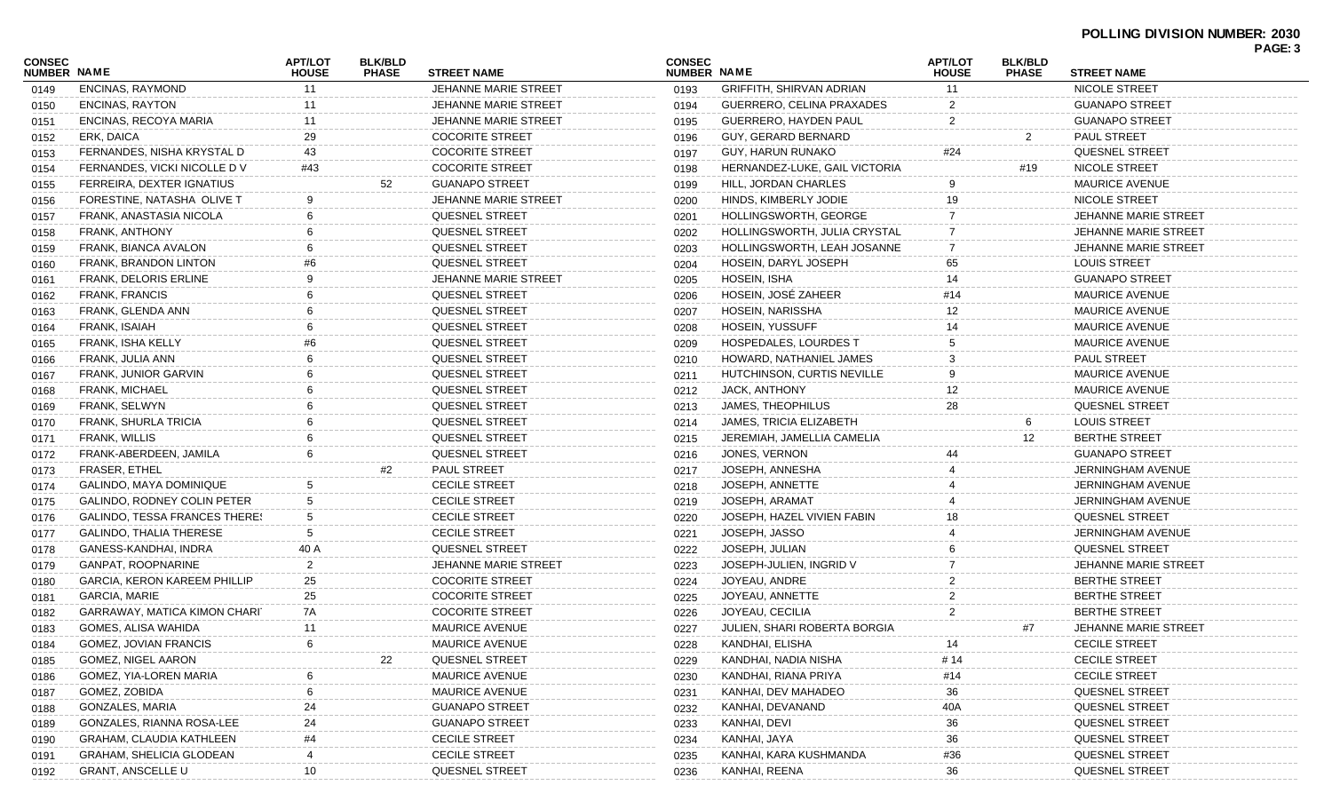**POLLING DIVISION NUMBER: 2030**

| CONSEC NUMBER | NAME | APT/LOT HOUSE | BLK/BLD PHASE | STREET NAME |
|---|---|---|---|---|
| 0149 | ENCINAS, RAYMOND | 11 | | JEHANNE MARIE STREET |
| 0150 | ENCINAS, RAYTON | 11 | | JEHANNE MARIE STREET |
| 0151 | ENCINAS, RECOYA MARIA | 11 | | JEHANNE MARIE STREET |
| 0152 | ERK, DAICA | 29 | | COCORITE STREET |
| 0153 | FERNANDES, NISHA KRYSTAL D | 43 | | COCORITE STREET |
| 0154 | FERNANDES, VICKI NICOLLE D V | #43 | | COCORITE STREET |
| 0155 | FERREIRA, DEXTER IGNATIUS | | 52 | GUANAPO STREET |
| 0156 | FORESTINE, NATASHA OLIVE T | 9 | | JEHANNE MARIE STREET |
| 0157 | FRANK, ANASTASIA NICOLA | 6 | | QUESNEL STREET |
| 0158 | FRANK, ANTHONY | 6 | | QUESNEL STREET |
| 0159 | FRANK, BIANCA AVALON | 6 | | QUESNEL STREET |
| 0160 | FRANK, BRANDON LINTON | #6 | | QUESNEL STREET |
| 0161 | FRANK, DELORIS ERLINE | 9 | | JEHANNE MARIE STREET |
| 0162 | FRANK, FRANCIS | 6 | | QUESNEL STREET |
| 0163 | FRANK, GLENDA ANN | 6 | | QUESNEL STREET |
| 0164 | FRANK, ISAIAH | 6 | | QUESNEL STREET |
| 0165 | FRANK, ISHA KELLY | #6 | | QUESNEL STREET |
| 0166 | FRANK, JULIA ANN | 6 | | QUESNEL STREET |
| 0167 | FRANK, JUNIOR GARVIN | 6 | | QUESNEL STREET |
| 0168 | FRANK, MICHAEL | 6 | | QUESNEL STREET |
| 0169 | FRANK, SELWYN | 6 | | QUESNEL STREET |
| 0170 | FRANK, SHURLA TRICIA | 6 | | QUESNEL STREET |
| 0171 | FRANK, WILLIS | 6 | | QUESNEL STREET |
| 0172 | FRANK-ABERDEEN, JAMILA | 6 | | QUESNEL STREET |
| 0173 | FRASER, ETHEL | | #2 | PAUL STREET |
| 0174 | GALINDO, MAYA DOMINIQUE | 5 | | CECILE STREET |
| 0175 | GALINDO, RODNEY COLIN PETER | 5 | | CECILE STREET |
| 0176 | GALINDO, TESSA FRANCES THERES | 5 | | CECILE STREET |
| 0177 | GALINDO, THALIA THERESE | 5 | | CECILE STREET |
| 0178 | GANESS-KANDHAI, INDRA | 40 A | | QUESNEL STREET |
| 0179 | GANPAT, ROOPNARINE | 2 | | JEHANNE MARIE STREET |
| 0180 | GARCIA, KERON KAREEM PHILLIP | 25 | | COCORITE STREET |
| 0181 | GARCIA, MARIE | 25 | | COCORITE STREET |
| 0182 | GARRAWAY, MATICA KIMON CHARI | 7A | | COCORITE STREET |
| 0183 | GOMES, ALISA WAHIDA | 11 | | MAURICE AVENUE |
| 0184 | GOMEZ, JOVIAN FRANCIS | 6 | | MAURICE AVENUE |
| 0185 | GOMEZ, NIGEL AARON | | 22 | QUESNEL STREET |
| 0186 | GOMEZ, YIA-LOREN MARIA | 6 | | MAURICE AVENUE |
| 0187 | GOMEZ, ZOBIDA | 6 | | MAURICE AVENUE |
| 0188 | GONZALES, MARIA | 24 | | GUANAPO STREET |
| 0189 | GONZALES, RIANNA ROSA-LEE | 24 | | GUANAPO STREET |
| 0190 | GRAHAM, CLAUDIA KATHLEEN | #4 | | CECILE STREET |
| 0191 | GRAHAM, SHELICIA GLODEAN | 4 | | CECILE STREET |
| 0192 | GRANT, ANSCELLE U | 10 | | QUESNEL STREET |
| 0193 | GRIFFITH, SHIRVAN ADRIAN | 11 | | NICOLE STREET |
| 0194 | GUERRERO, CELINA PRAXADES | 2 | | GUANAPO STREET |
| 0195 | GUERRERO, HAYDEN PAUL | 2 | | GUANAPO STREET |
| 0196 | GUY, GERARD BERNARD | | 2 | PAUL STREET |
| 0197 | GUY, HARUN RUNAKO | #24 | | QUESNEL STREET |
| 0198 | HERNANDEZ-LUKE, GAIL VICTORIA | | #19 | NICOLE STREET |
| 0199 | HILL, JORDAN CHARLES | 9 | | MAURICE AVENUE |
| 0200 | HINDS, KIMBERLY JODIE | 19 | | NICOLE STREET |
| 0201 | HOLLINGSWORTH, GEORGE | 7 | | JEHANNE MARIE STREET |
| 0202 | HOLLINGSWORTH, JULIA CRYSTAL | 7 | | JEHANNE MARIE STREET |
| 0203 | HOLLINGSWORTH, LEAH JOSANNE | 7 | | JEHANNE MARIE STREET |
| 0204 | HOSEIN, DARYL JOSEPH | 65 | | LOUIS STREET |
| 0205 | HOSEIN, ISHA | 14 | | GUANAPO STREET |
| 0206 | HOSEIN, JOSÉ ZAHEER | #14 | | MAURICE AVENUE |
| 0207 | HOSEIN, NARISSHA | 12 | | MAURICE AVENUE |
| 0208 | HOSEIN, YUSSUFF | 14 | | MAURICE AVENUE |
| 0209 | HOSPEDALES, LOURDES T | 5 | | MAURICE AVENUE |
| 0210 | HOWARD, NATHANIEL JAMES | 3 | | PAUL STREET |
| 0211 | HUTCHINSON, CURTIS NEVILLE | 9 | | MAURICE AVENUE |
| 0212 | JACK, ANTHONY | 12 | | MAURICE AVENUE |
| 0213 | JAMES, THEOPHILUS | 28 | | QUESNEL STREET |
| 0214 | JAMES, TRICIA ELIZABETH | | 6 | LOUIS STREET |
| 0215 | JEREMIAH, JAMELLIA CAMELIA | | 12 | BERTHE STREET |
| 0216 | JONES, VERNON | 44 | | GUANAPO STREET |
| 0217 | JOSEPH, ANNESHA | 4 | | JERNINGHAM AVENUE |
| 0218 | JOSEPH, ANNETTE | 4 | | JERNINGHAM AVENUE |
| 0219 | JOSEPH, ARAMAT | 4 | | JERNINGHAM AVENUE |
| 0220 | JOSEPH, HAZEL VIVIEN FABIN | 18 | | QUESNEL STREET |
| 0221 | JOSEPH, JASSO | 4 | | JERNINGHAM AVENUE |
| 0222 | JOSEPH, JULIAN | 6 | | QUESNEL STREET |
| 0223 | JOSEPH-JULIEN, INGRID V | 7 | | JEHANNE MARIE STREET |
| 0224 | JOYEAU, ANDRE | 2 | | BERTHE STREET |
| 0225 | JOYEAU, ANNETTE | 2 | | BERTHE STREET |
| 0226 | JOYEAU, CECILIA | 2 | | BERTHE STREET |
| 0227 | JULIEN, SHARI ROBERTA BORGIA | | #7 | JEHANNE MARIE STREET |
| 0228 | KANDHAI, ELISHA | 14 | | CECILE STREET |
| 0229 | KANDHAI, NADIA NISHA | # 14 | | CECILE STREET |
| 0230 | KANDHAI, RIANA PRIYA | #14 | | CECILE STREET |
| 0231 | KANHAI, DEV MAHADEO | 36 | | QUESNEL STREET |
| 0232 | KANHAI, DEVANAND | 40A | | QUESNEL STREET |
| 0233 | KANHAI, DEVI | 36 | | QUESNEL STREET |
| 0234 | KANHAI, JAYA | 36 | | QUESNEL STREET |
| 0235 | KANHAI, KARA KUSHMANDA | #36 | | QUESNEL STREET |
| 0236 | KANHAI, REENA | 36 | | QUESNEL STREET |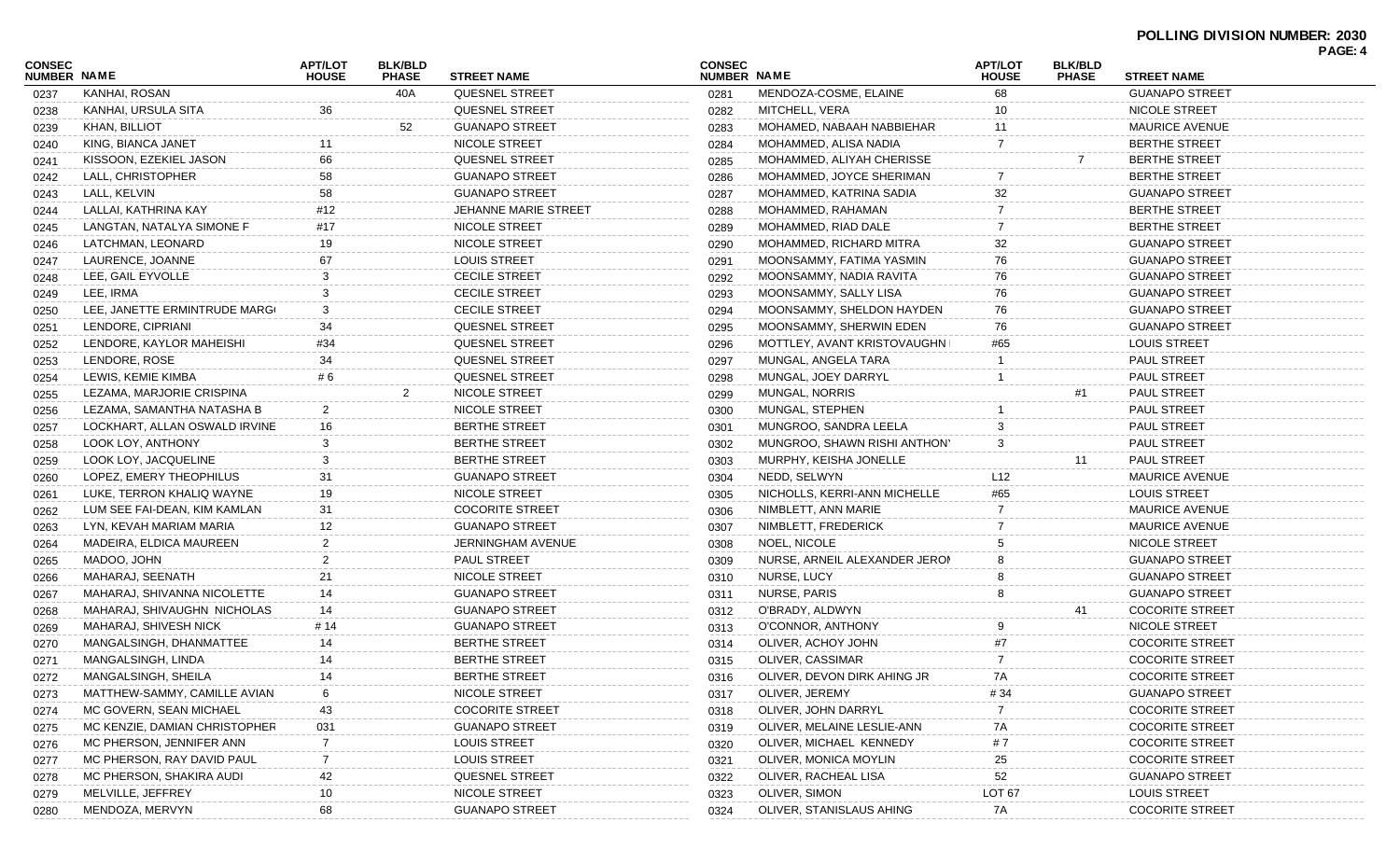**POLLING DIVISION NUMBER: 2030**

| CONSEC NUMBER | NAME | APT/LOT HOUSE | BLK/BLD PHASE | STREET NAME |
|---|---|---|---|---|
| 0237 | KANHAI, ROSAN | | 40A | QUESNEL STREET |
| 0238 | KANHAI, URSULA SITA | 36 | | QUESNEL STREET |
| 0239 | KHAN, BILLIOT | | 52 | GUANAPO STREET |
| 0240 | KING, BIANCA JANET | 11 | | NICOLE STREET |
| 0241 | KISSOON, EZEKIEL JASON | 66 | | QUESNEL STREET |
| 0242 | LALL, CHRISTOPHER | 58 | | GUANAPO STREET |
| 0243 | LALL, KELVIN | 58 | | GUANAPO STREET |
| 0244 | LALLAI, KATHRINA KAY | #12 | | JEHANNE MARIE STREET |
| 0245 | LANGTAN, NATALYA SIMONE F | #17 | | NICOLE STREET |
| 0246 | LATCHMAN, LEONARD | 19 | | NICOLE STREET |
| 0247 | LAURENCE, JOANNE | 67 | | LOUIS STREET |
| 0248 | LEE, GAIL EYVOLLE | 3 | | CECILE STREET |
| 0249 | LEE, IRMA | 3 | | CECILE STREET |
| 0250 | LEE, JANETTE ERMINTRUDE MARG | 3 | | CECILE STREET |
| 0251 | LENDORE, CIPRIANI | 34 | | QUESNEL STREET |
| 0252 | LENDORE, KAYLOR MAHEISHI | #34 | | QUESNEL STREET |
| 0253 | LENDORE, ROSE | 34 | | QUESNEL STREET |
| 0254 | LEWIS, KEMIE KIMBA | # 6 | | QUESNEL STREET |
| 0255 | LEZAMA, MARJORIE CRISPINA | | 2 | NICOLE STREET |
| 0256 | LEZAMA, SAMANTHA NATASHA B | 2 | | NICOLE STREET |
| 0257 | LOCKHART, ALLAN OSWALD IRVINE | 16 | | BERTHE STREET |
| 0258 | LOOK LOY, ANTHONY | 3 | | BERTHE STREET |
| 0259 | LOOK LOY, JACQUELINE | 3 | | BERTHE STREET |
| 0260 | LOPEZ, EMERY THEOPHILUS | 31 | | GUANAPO STREET |
| 0261 | LUKE, TERRON KHALIQ WAYNE | 19 | | NICOLE STREET |
| 0262 | LUM SEE FAI-DEAN, KIM KAMLAN | 31 | | COCORITE STREET |
| 0263 | LYN, KEVAH MARIAM MARIA | 12 | | GUANAPO STREET |
| 0264 | MADEIRA, ELDICA MAUREEN | 2 | | JERNINGHAM AVENUE |
| 0265 | MADOO, JOHN | 2 | | PAUL STREET |
| 0266 | MAHARAJ, SEENATH | 21 | | NICOLE STREET |
| 0267 | MAHARAJ, SHIVANNA NICOLETTE | 14 | | GUANAPO STREET |
| 0268 | MAHARAJ, SHIVAUGHN NICHOLAS | 14 | | GUANAPO STREET |
| 0269 | MAHARAJ, SHIVESH NICK | # 14 | | GUANAPO STREET |
| 0270 | MANGALSINGH, DHANMATTEE | 14 | | BERTHE STREET |
| 0271 | MANGALSINGH, LINDA | 14 | | BERTHE STREET |
| 0272 | MANGALSINGH, SHEILA | 14 | | BERTHE STREET |
| 0273 | MATTHEW-SAMMY, CAMILLE AVIAN | 6 | | NICOLE STREET |
| 0274 | MC GOVERN, SEAN MICHAEL | 43 | | COCORITE STREET |
| 0275 | MC KENZIE, DAMIAN CHRISTOPHER | 031 | | GUANAPO STREET |
| 0276 | MC PHERSON, JENNIFER ANN | 7 | | LOUIS STREET |
| 0277 | MC PHERSON, RAY DAVID PAUL | 7 | | LOUIS STREET |
| 0278 | MC PHERSON, SHAKIRA AUDI | 42 | | QUESNEL STREET |
| 0279 | MELVILLE, JEFFREY | 10 | | NICOLE STREET |
| 0280 | MENDOZA, MERVYN | 68 | | GUANAPO STREET |
| 0281 | MENDOZA-COSME, ELAINE | 68 | | GUANAPO STREET |
| 0282 | MITCHELL, VERA | 10 | | NICOLE STREET |
| 0283 | MOHAMED, NABAAH NABBIEHAR | 11 | | MAURICE AVENUE |
| 0284 | MOHAMMED, ALISA NADIA | 7 | | BERTHE STREET |
| 0285 | MOHAMMED, ALIYAH CHERISSE | | 7 | BERTHE STREET |
| 0286 | MOHAMMED, JOYCE SHERIMAN | 7 | | BERTHE STREET |
| 0287 | MOHAMMED, KATRINA SADIA | 32 | | GUANAPO STREET |
| 0288 | MOHAMMED, RAHAMAN | 7 | | BERTHE STREET |
| 0289 | MOHAMMED, RIAD DALE | 7 | | BERTHE STREET |
| 0290 | MOHAMMED, RICHARD MITRA | 32 | | GUANAPO STREET |
| 0291 | MOONSAMMY, FATIMA YASMIN | 76 | | GUANAPO STREET |
| 0292 | MOONSAMMY, NADIA RAVITA | 76 | | GUANAPO STREET |
| 0293 | MOONSAMMY, SALLY LISA | 76 | | GUANAPO STREET |
| 0294 | MOONSAMMY, SHELDON HAYDEN | 76 | | GUANAPO STREET |
| 0295 | MOONSAMMY, SHERWIN EDEN | 76 | | GUANAPO STREET |
| 0296 | MOTTLEY, AVANT KRISTOVAUGHN | #65 | | LOUIS STREET |
| 0297 | MUNGAL, ANGELA TARA | 1 | | PAUL STREET |
| 0298 | MUNGAL, JOEY DARRYL | 1 | | PAUL STREET |
| 0299 | MUNGAL, NORRIS | | #1 | PAUL STREET |
| 0300 | MUNGAL, STEPHEN | 1 | | PAUL STREET |
| 0301 | MUNGROO, SANDRA LEELA | 3 | | PAUL STREET |
| 0302 | MUNGROO, SHAWN RISHI ANTHON | 3 | | PAUL STREET |
| 0303 | MURPHY, KEISHA JONELLE | | 11 | PAUL STREET |
| 0304 | NEDD, SELWYN | L12 | | MAURICE AVENUE |
| 0305 | NICHOLLS, KERRI-ANN MICHELLE | #65 | | LOUIS STREET |
| 0306 | NIMBLETT, ANN MARIE | 7 | | MAURICE AVENUE |
| 0307 | NIMBLETT, FREDERICK | 7 | | MAURICE AVENUE |
| 0308 | NOEL, NICOLE | 5 | | NICOLE STREET |
| 0309 | NURSE, ARNEIL ALEXANDER JERON | 8 | | GUANAPO STREET |
| 0310 | NURSE, LUCY | 8 | | GUANAPO STREET |
| 0311 | NURSE, PARIS | 8 | | GUANAPO STREET |
| 0312 | O'BRADY, ALDWYN | | 41 | COCORITE STREET |
| 0313 | O'CONNOR, ANTHONY | 9 | | NICOLE STREET |
| 0314 | OLIVER, ACHOY JOHN | #7 | | COCORITE STREET |
| 0315 | OLIVER, CASSIMAR | 7 | | COCORITE STREET |
| 0316 | OLIVER, DEVON DIRK AHING JR | 7A | | COCORITE STREET |
| 0317 | OLIVER, JEREMY | # 34 | | GUANAPO STREET |
| 0318 | OLIVER, JOHN DARRYL | 7 | | COCORITE STREET |
| 0319 | OLIVER, MELAINE LESLIE-ANN | 7A | | COCORITE STREET |
| 0320 | OLIVER, MICHAEL KENNEDY | # 7 | | COCORITE STREET |
| 0321 | OLIVER, MONICA MOYLIN | 25 | | COCORITE STREET |
| 0322 | OLIVER, RACHEAL LISA | 52 | | GUANAPO STREET |
| 0323 | OLIVER, SIMON | LOT 67 | | LOUIS STREET |
| 0324 | OLIVER, STANISLAUS AHING | 7A | | COCORITE STREET |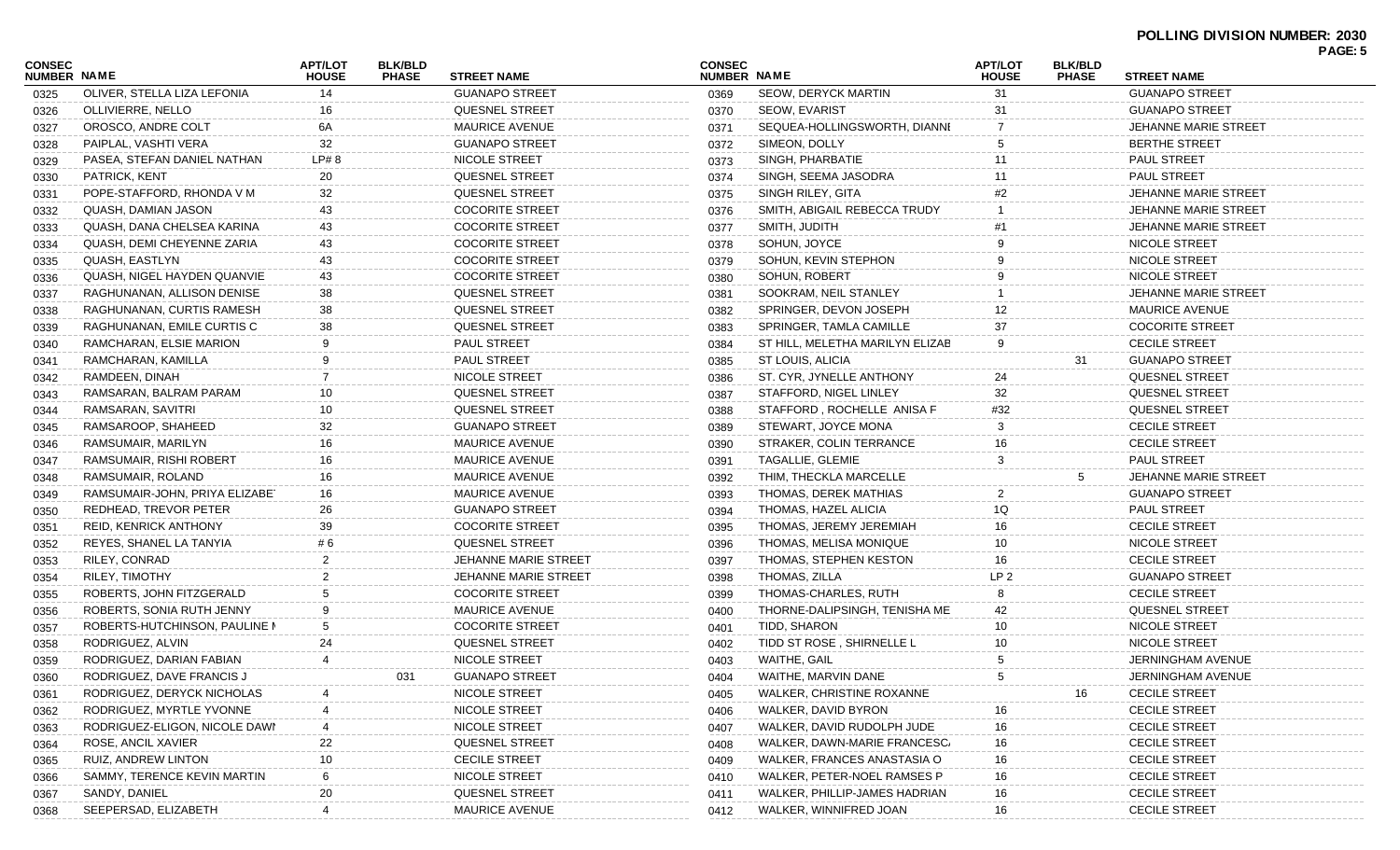**POLLING DIVISION NUMBER: 2030**

| CONSEC NUMBER | NAME | APT/LOT HOUSE | BLK/BLD PHASE | STREET NAME |
|---|---|---|---|---|
| 0325 | OLIVER, STELLA LIZA LEFONIA | 14 | | GUANAPO STREET |
| 0326 | OLLIVIERRE, NELLO | 16 | | QUESNEL STREET |
| 0327 | OROSCO, ANDRE COLT | 6A | | MAURICE AVENUE |
| 0328 | PAIPLAL, VASHTI VERA | 32 | | GUANAPO STREET |
| 0329 | PASEA, STEFAN DANIEL NATHAN | LP# 8 | | NICOLE STREET |
| 0330 | PATRICK, KENT | 20 | | QUESNEL STREET |
| 0331 | POPE-STAFFORD, RHONDA V M | 32 | | QUESNEL STREET |
| 0332 | QUASH, DAMIAN JASON | 43 | | COCORITE STREET |
| 0333 | QUASH, DANA CHELSEA KARINA | 43 | | COCORITE STREET |
| 0334 | QUASH, DEMI CHEYENNE ZARIA | 43 | | COCORITE STREET |
| 0335 | QUASH, EASTLYN | 43 | | COCORITE STREET |
| 0336 | QUASH, NIGEL HAYDEN QUANVIE | 43 | | COCORITE STREET |
| 0337 | RAGHUNANAN, ALLISON DENISE | 38 | | QUESNEL STREET |
| 0338 | RAGHUNANAN, CURTIS RAMESH | 38 | | QUESNEL STREET |
| 0339 | RAGHUNANAN, EMILE CURTIS C | 38 | | QUESNEL STREET |
| 0340 | RAMCHARAN, ELSIE MARION | 9 | | PAUL STREET |
| 0341 | RAMCHARAN, KAMILLA | 9 | | PAUL STREET |
| 0342 | RAMDEEN, DINAH | 7 | | NICOLE STREET |
| 0343 | RAMSARAN, BALRAM PARAM | 10 | | QUESNEL STREET |
| 0344 | RAMSARAN, SAVITRI | 10 | | QUESNEL STREET |
| 0345 | RAMSAROOP, SHAHEED | 32 | | GUANAPO STREET |
| 0346 | RAMSUMAIR, MARILYN | 16 | | MAURICE AVENUE |
| 0347 | RAMSUMAIR, RISHI ROBERT | 16 | | MAURICE AVENUE |
| 0348 | RAMSUMAIR, ROLAND | 16 | | MAURICE AVENUE |
| 0349 | RAMSUMAIR-JOHN, PRIYA ELIZABE | 16 | | MAURICE AVENUE |
| 0350 | REDHEAD, TREVOR PETER | 26 | | GUANAPO STREET |
| 0351 | REID, KENRICK ANTHONY | 39 | | COCORITE STREET |
| 0352 | REYES, SHANEL LA TANYIA | # 6 | | QUESNEL STREET |
| 0353 | RILEY, CONRAD | 2 | | JEHANNE MARIE STREET |
| 0354 | RILEY, TIMOTHY | 2 | | JEHANNE MARIE STREET |
| 0355 | ROBERTS, JOHN FITZGERALD | 5 | | COCORITE STREET |
| 0356 | ROBERTS, SONIA RUTH JENNY | 9 | | MAURICE AVENUE |
| 0357 | ROBERTS-HUTCHINSON, PAULINE I | 5 | | COCORITE STREET |
| 0358 | RODRIGUEZ, ALVIN | 24 | | QUESNEL STREET |
| 0359 | RODRIGUEZ, DARIAN FABIAN | 4 | | NICOLE STREET |
| 0360 | RODRIGUEZ, DAVE FRANCIS J | | 031 | GUANAPO STREET |
| 0361 | RODRIGUEZ, DERYCK NICHOLAS | 4 | | NICOLE STREET |
| 0362 | RODRIGUEZ, MYRTLE YVONNE | 4 | | NICOLE STREET |
| 0363 | RODRIGUEZ-ELIGON, NICOLE DAWI | 4 | | NICOLE STREET |
| 0364 | ROSE, ANCIL XAVIER | 22 | | QUESNEL STREET |
| 0365 | RUIZ, ANDREW LINTON | 10 | | CECILE STREET |
| 0366 | SAMMY, TERENCE KEVIN MARTIN | 6 | | NICOLE STREET |
| 0367 | SANDY, DANIEL | 20 | | QUESNEL STREET |
| 0368 | SEEPERSAD, ELIZABETH | 4 | | MAURICE AVENUE |
| 0369 | SEOW, DERYCK MARTIN | 31 | | GUANAPO STREET |
| 0370 | SEOW, EVARIST | 31 | | GUANAPO STREET |
| 0371 | SEQUEA-HOLLINGSWORTH, DIANNI | 7 | | JEHANNE MARIE STREET |
| 0372 | SIMEON, DOLLY | 5 | | BERTHE STREET |
| 0373 | SINGH, PHARBATIE | 11 | | PAUL STREET |
| 0374 | SINGH, SEEMA JASODRA | 11 | | PAUL STREET |
| 0375 | SINGH RILEY, GITA | #2 | | JEHANNE MARIE STREET |
| 0376 | SMITH, ABIGAIL REBECCA TRUDY | 1 | | JEHANNE MARIE STREET |
| 0377 | SMITH, JUDITH | #1 | | JEHANNE MARIE STREET |
| 0378 | SOHUN, JOYCE | 9 | | NICOLE STREET |
| 0379 | SOHUN, KEVIN STEPHON | 9 | | NICOLE STREET |
| 0380 | SOHUN, ROBERT | 9 | | NICOLE STREET |
| 0381 | SOOKRAM, NEIL STANLEY | 1 | | JEHANNE MARIE STREET |
| 0382 | SPRINGER, DEVON JOSEPH | 12 | | MAURICE AVENUE |
| 0383 | SPRINGER, TAMLA CAMILLE | 37 | | COCORITE STREET |
| 0384 | ST HILL, MELETHA MARILYN ELIZAB | 9 | | CECILE STREET |
| 0385 | ST LOUIS, ALICIA | | 31 | GUANAPO STREET |
| 0386 | ST. CYR, JYNELLE ANTHONY | 24 | | QUESNEL STREET |
| 0387 | STAFFORD, NIGEL LINLEY | 32 | | QUESNEL STREET |
| 0388 | STAFFORD , ROCHELLE ANISA F | #32 | | QUESNEL STREET |
| 0389 | STEWART, JOYCE MONA | 3 | | CECILE STREET |
| 0390 | STRAKER, COLIN TERRANCE | 16 | | CECILE STREET |
| 0391 | TAGALLIE, GLEMIE | 3 | | PAUL STREET |
| 0392 | THIM, THECKLA MARCELLE | | 5 | JEHANNE MARIE STREET |
| 0393 | THOMAS, DEREK MATHIAS | 2 | | GUANAPO STREET |
| 0394 | THOMAS, HAZEL ALICIA | 1Q | | PAUL STREET |
| 0395 | THOMAS, JEREMY JEREMIAH | 16 | | CECILE STREET |
| 0396 | THOMAS, MELISA MONIQUE | 10 | | NICOLE STREET |
| 0397 | THOMAS, STEPHEN KESTON | 16 | | CECILE STREET |
| 0398 | THOMAS, ZILLA | LP 2 | | GUANAPO STREET |
| 0399 | THOMAS-CHARLES, RUTH | 8 | | CECILE STREET |
| 0400 | THORNE-DALIPSINGH, TENISHA ME | 42 | | QUESNEL STREET |
| 0401 | TIDD, SHARON | 10 | | NICOLE STREET |
| 0402 | TIDD ST ROSE , SHIRNELLE L | 10 | | NICOLE STREET |
| 0403 | WAITHE, GAIL | 5 | | JERNINGHAM AVENUE |
| 0404 | WAITHE, MARVIN DANE | 5 | | JERNINGHAM AVENUE |
| 0405 | WALKER, CHRISTINE ROXANNE | | 16 | CECILE STREET |
| 0406 | WALKER, DAVID BYRON | 16 | | CECILE STREET |
| 0407 | WALKER, DAVID RUDOLPH JUDE | 16 | | CECILE STREET |
| 0408 | WALKER, DAWN-MARIE FRANCESC | 16 | | CECILE STREET |
| 0409 | WALKER, FRANCES ANASTASIA O | 16 | | CECILE STREET |
| 0410 | WALKER, PETER-NOEL RAMSES P | 16 | | CECILE STREET |
| 0411 | WALKER, PHILLIP-JAMES HADRIAN | 16 | | CECILE STREET |
| 0412 | WALKER, WINNIFRED JOAN | 16 | | CECILE STREET |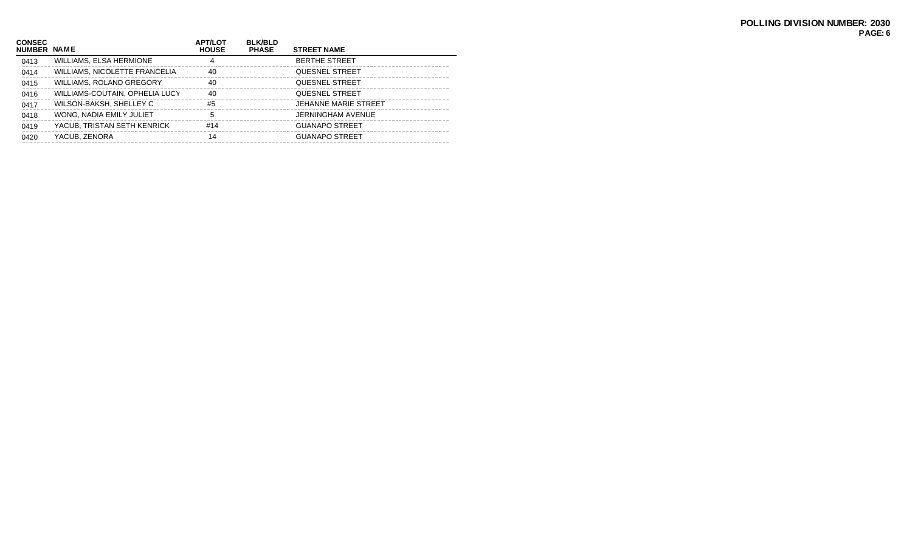**POLLING DIVISION NUMBER: 2030**

| CONSEC NUMBER | NAME | APT/LOT HOUSE | BLK/BLD PHASE | STREET NAME |
|---|---|---|---|---|
| 0413 | WILLIAMS, ELSA HERMIONE | 4 | | BERTHE STREET |
| 0414 | WILLIAMS, NICOLETTE FRANCELIA | 40 | | QUESNEL STREET |
| 0415 | WILLIAMS, ROLAND GREGORY | 40 | | QUESNEL STREET |
| 0416 | WILLIAMS-COUTAIN, OPHELIA LUCY | 40 | | QUESNEL STREET |
| 0417 | WILSON-BAKSH, SHELLEY C | #5 | | JEHANNE MARIE STREET |
| 0418 | WONG, NADIA EMILY JULIET | 5 | | JERNINGHAM AVENUE |
| 0419 | YACUB, TRISTAN SETH KENRICK | #14 | | GUANAPO STREET |
| 0420 | YACUB, ZENORA | 14 | | GUANAPO STREET |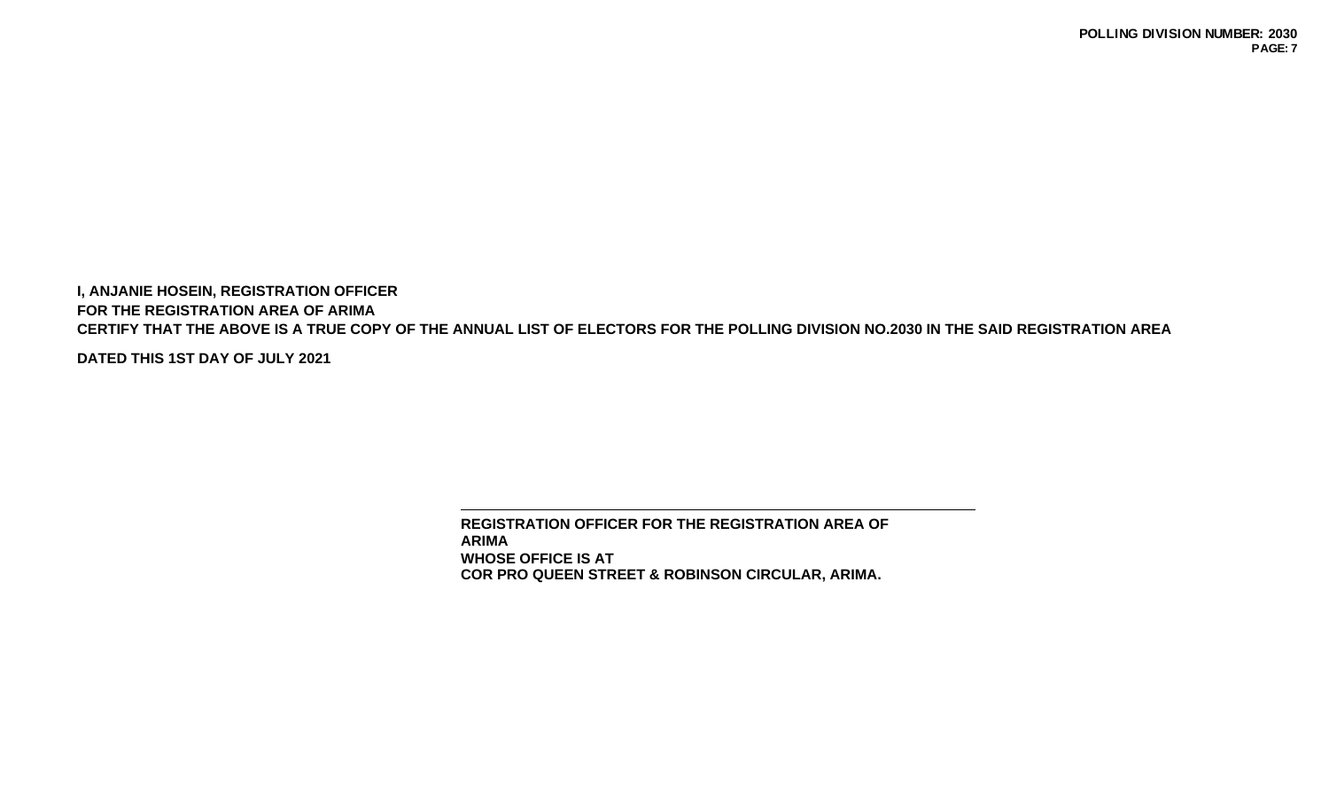**I, ANJANIE HOSEIN, REGISTRATION OFFICER**
**FOR THE REGISTRATION AREA OF ARIMA**
**CERTIFY THAT THE ABOVE IS A TRUE COPY OF THE ANNUAL LIST OF ELECTORS FOR THE POLLING DIVISION NO.2030 IN THE SAID REGISTRATION AREA**

**DATED THIS 1ST DAY OF JULY 2021**

---

**REGISTRATION OFFICER FOR THE REGISTRATION AREA OF ARIMA**
**WHOSE OFFICE IS AT**
**COR PRO QUEEN STREET & ROBINSON CIRCULAR, ARIMA.**